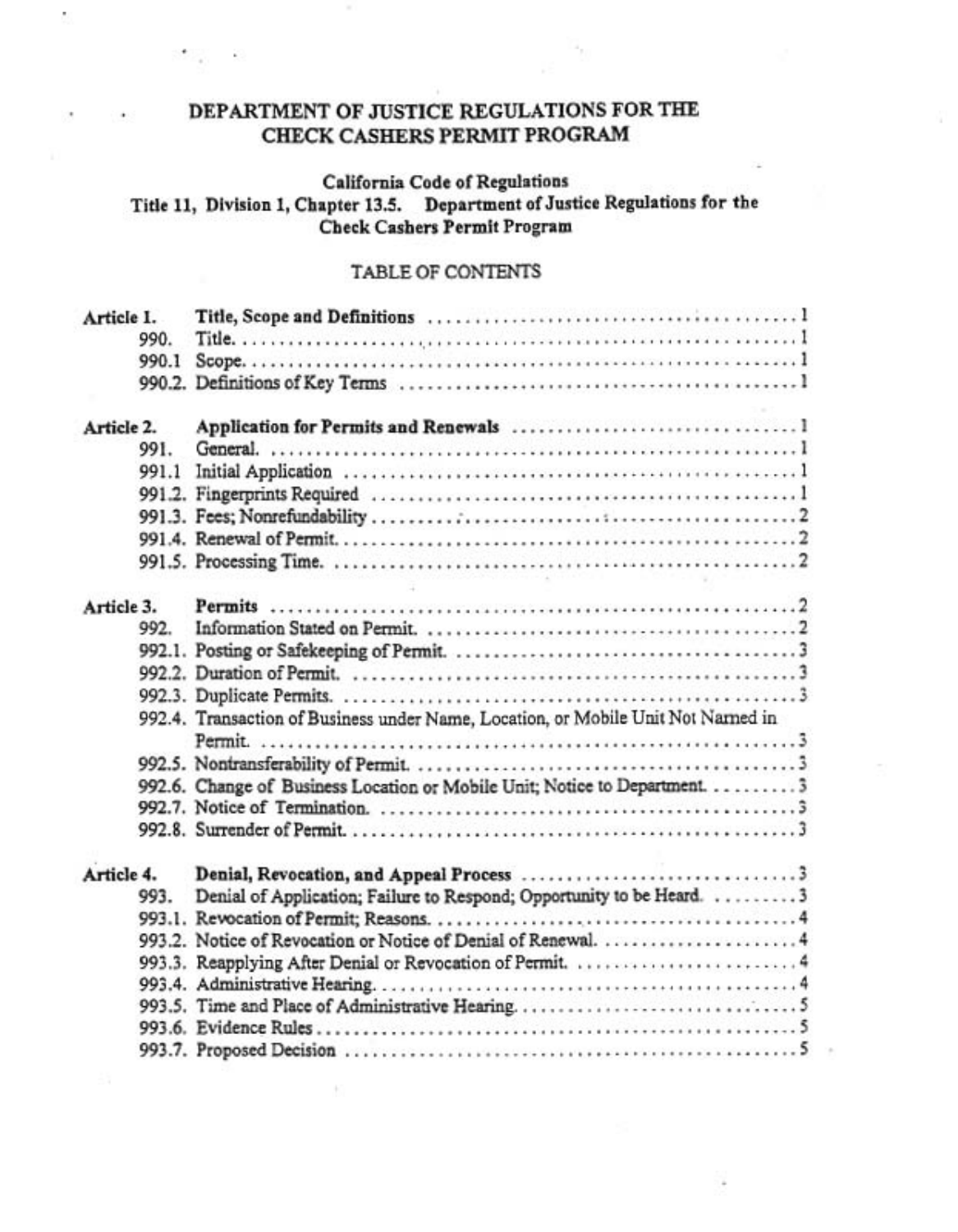# DEPARTMENT OF JUSTICE REGULATIONS FOR THE CHECK CASHERS PERMIT PROGRAM

**California Code of Regulations**
**Title 11, Division 1, Chapter 13.5. Department of Justice Regulations for the Check Cashers Permit Program**

## TABLE OF CONTENTS

| | | |
|---|---|---|
| **Article 1.** | **Title, Scope and Definitions** | 1 |
| 990. | Title. | 1 |
| 990.1 | Scope. | 1 |
| 990.2. | Definitions of Key Terms | 1 |
| **Article 2.** | **Application for Permits and Renewals** | 1 |
| 991. | General. | 1 |
| 991.1 | Initial Application | 1 |
| 991.2. | Fingerprints Required | 1 |
| 991.3. | Fees; Nonrefundability | 2 |
| 991.4. | Renewal of Permit. | 2 |
| 991.5. | Processing Time. | 2 |
| **Article 3.** | **Permits** | 2 |
| 992. | Information Stated on Permit. | 2 |
| 992.1. | Posting or Safekeeping of Permit. | 3 |
| 992.2. | Duration of Permit. | 3 |
| 992.3. | Duplicate Permits. | 3 |
| 992.4. | Transaction of Business under Name, Location, or Mobile Unit Not Named in Permit. | 3 |
| 992.5. | Nontransferability of Permit. | 3 |
| 992.6. | Change of Business Location or Mobile Unit; Notice to Department. | 3 |
| 992.7. | Notice of Termination. | 3 |
| 992.8. | Surrender of Permit. | 3 |
| **Article 4.** | **Denial, Revocation, and Appeal Process** | 3 |
| 993. | Denial of Application; Failure to Respond; Opportunity to be Heard. | 3 |
| 993.1. | Revocation of Permit; Reasons. | 4 |
| 993.2. | Notice of Revocation or Notice of Denial of Renewal. | 4 |
| 993.3. | Reapplying After Denial or Revocation of Permit. | 4 |
| 993.4. | Administrative Hearing. | 4 |
| 993.5. | Time and Place of Administrative Hearing. | 5 |
| 993.6. | Evidence Rules | 5 |
| 993.7. | Proposed Decision | 5 |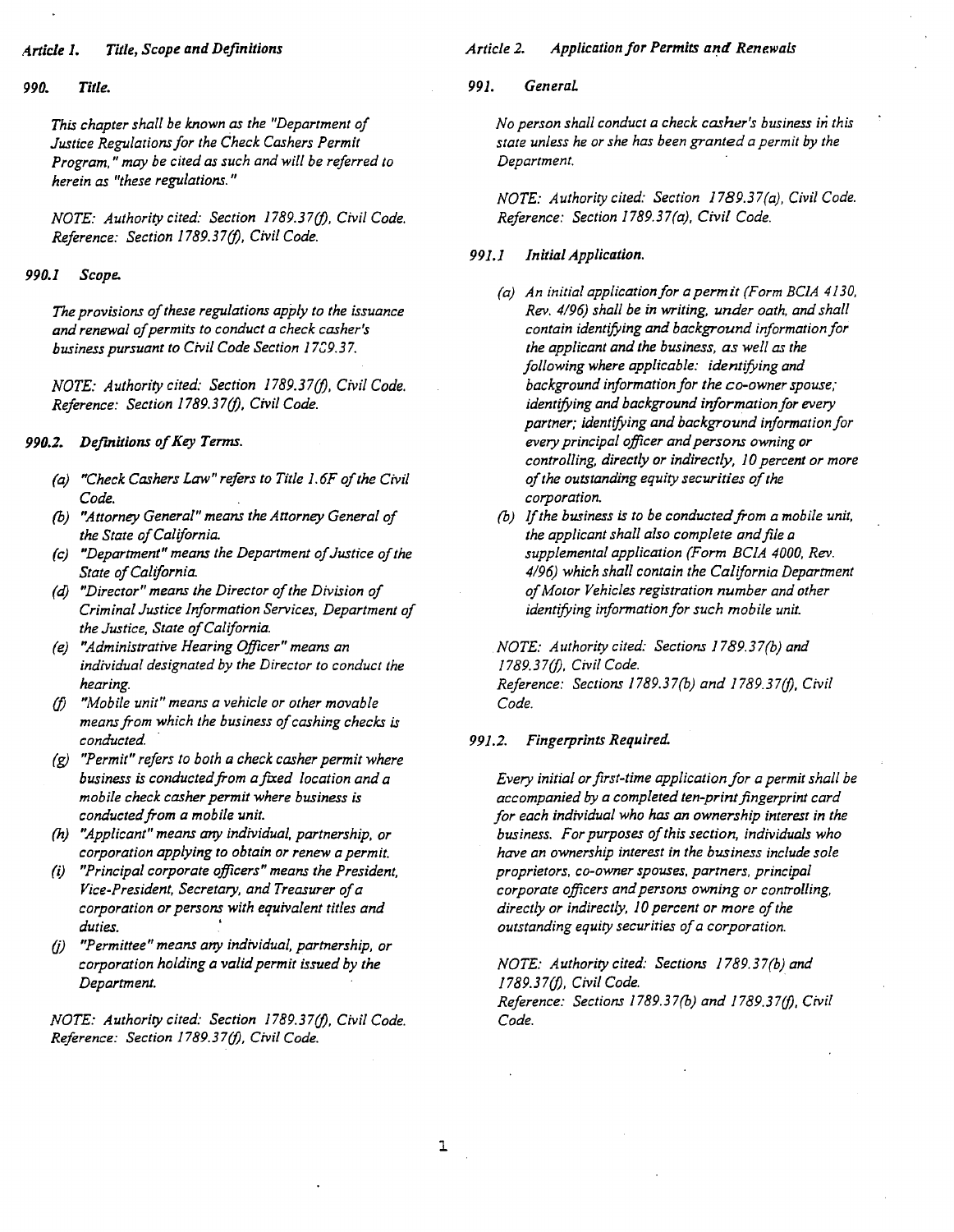### *Article 1. Title, Scope and Definitions*

#### *990. Title.*

*This chapter shall be known as the "Department of Justice Regulations for the Check Cashers Permit Program," may be cited as such and will be referred to herein as "these regulations."*

*NOTE: Authority cited: Section 1789.37(f), Civil Code. Reference: Section 1789.37(f), Civil Code.*

#### *990.1 Scope.*

*The provisions of these regulations apply to the issuance and renewal of permits to conduct a check casher's business pursuant to Civil Code Section 1789.37.*

*NOTE: Authority cited: Section 1789.37(f), Civil Code. Reference: Section 1789.37(f), Civil Code.*

#### *990.2. Definitions of Key Terms.*

*(a) "Check Cashers Law" refers to Title 1.6F of the Civil Code.*
*(b) "Attorney General" means the Attorney General of the State of California.*
*(c) "Department" means the Department of Justice of the State of California.*
*(d) "Director" means the Director of the Division of Criminal Justice Information Services, Department of the Justice, State of California.*
*(e) "Administrative Hearing Officer" means an individual designated by the Director to conduct the hearing.*
*(f) "Mobile unit" means a vehicle or other movable means from which the business of cashing checks is conducted.*
*(g) "Permit" refers to both a check casher permit where business is conducted from a fixed location and a mobile check casher permit where business is conducted from a mobile unit.*
*(h) "Applicant" means any individual, partnership, or corporation applying to obtain or renew a permit.*
*(i) "Principal corporate officers" means the President, Vice-President, Secretary, and Treasurer of a corporation or persons with equivalent titles and duties.*
*(j) "Permittee" means any individual, partnership, or corporation holding a valid permit issued by the Department.*

*NOTE: Authority cited: Section 1789.37(f), Civil Code. Reference: Section 1789.37(f), Civil Code.*

### *Article 2. Application for Permits and Renewals*

#### *991. General.*

*No person shall conduct a check casher's business in this state unless he or she has been granted a permit by the Department.*

*NOTE: Authority cited: Section 1789.37(a), Civil Code. Reference: Section 1789.37(a), Civil Code.*

#### *991.1 Initial Application.*

*(a) An initial application for a permit (Form BCIA 4130, Rev. 4/96) shall be in writing, under oath, and shall contain identifying and background information for the applicant and the business, as well as the following where applicable: identifying and background information for the co-owner spouse; identifying and background information for every partner; identifying and background information for every principal officer and persons owning or controlling, directly or indirectly, 10 percent or more of the outstanding equity securities of the corporation.*
*(b) If the business is to be conducted from a mobile unit, the applicant shall also complete and file a supplemental application (Form BCIA 4000, Rev. 4/96) which shall contain the California Department of Motor Vehicles registration number and other identifying information for such mobile unit.*

*NOTE: Authority cited: Sections 1789.37(b) and 1789.37(f), Civil Code. Reference: Sections 1789.37(b) and 1789.37(f), Civil Code.*

#### *991.2. Fingerprints Required.*

*Every initial or first-time application for a permit shall be accompanied by a completed ten-print fingerprint card for each individual who has an ownership interest in the business. For purposes of this section, individuals who have an ownership interest in the business include sole proprietors, co-owner spouses, partners, principal corporate officers and persons owning or controlling, directly or indirectly, 10 percent or more of the outstanding equity securities of a corporation.*

*NOTE: Authority cited: Sections 1789.37(b) and 1789.37(f), Civil Code. Reference: Sections 1789.37(b) and 1789.37(f), Civil Code.*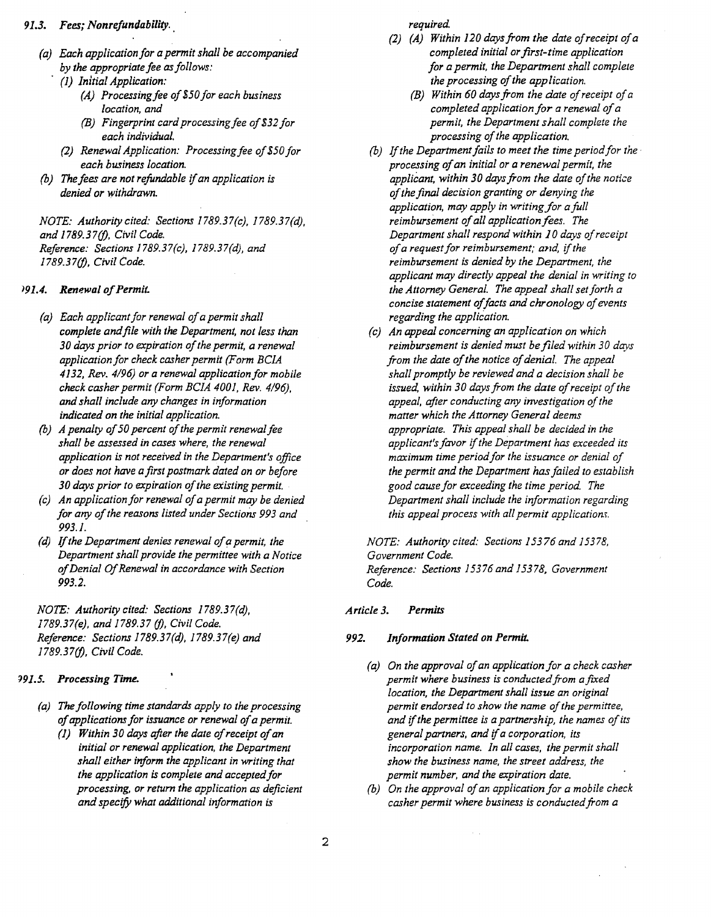### 991.3. *Fees; Nonrefundability.*

*(a) Each application for a permit shall be accompanied by the appropriate fee as follows:*

*(1) Initial Application:*

*(A) Processing fee of $50 for each business location, and*

*(B) Fingerprint card processing fee of $32 for each individual.*

*(2) Renewal Application: Processing fee of $50 for each business location.*

*(b) The fees are not refundable if an application is denied or withdrawn.*

*NOTE: Authority cited: Sections 1789.37(c), 1789.37(d), and 1789.37(f), Civil Code.*
*Reference: Sections 1789.37(c), 1789.37(d), and 1789.37(f), Civil Code.*

### 991.4. *Renewal of Permit.*

*(a) Each applicant for renewal of a permit shall complete and file with the Department, not less than 30 days prior to expiration of the permit, a renewal application for check casher permit (Form BCIA 4132, Rev. 4/96) or a renewal application for mobile check casher permit (Form BCIA 4001, Rev. 4/96), and shall include any changes in information indicated on the initial application.*

*(b) A penalty of 50 percent of the permit renewal fee shall be assessed in cases where, the renewal application is not received in the Department's office or does not have a first postmark dated on or before 30 days prior to expiration of the existing permit.*

*(c) An application for renewal of a permit may be denied for any of the reasons listed under Sections 993 and 993.1.*

*(d) If the Department denies renewal of a permit, the Department shall provide the permittee with a Notice of Denial Of Renewal in accordance with Section 993.2.*

*NOTE: Authority cited: Sections 1789.37(d), 1789.37(e), and 1789.37 (f), Civil Code.*
*Reference: Sections 1789.37(d), 1789.37(e) and 1789.37(f), Civil Code.*

### 991.5. *Processing Time.*

*(a) The following time standards apply to the processing of applications for issuance or renewal of a permit.*

*(1) Within 30 days after the date of receipt of an initial or renewal application, the Department shall either inform the applicant in writing that the application is complete and accepted for processing, or return the application as deficient and specify what additional information is required.*

*(2) (A) Within 120 days from the date of receipt of a completed initial or first-time application for a permit, the Department shall complete the processing of the application.*

*(B) Within 60 days from the date of receipt of a completed application for a renewal of a permit, the Department shall complete the processing of the application.*

*(b) If the Department fails to meet the time period for the processing of an initial or a renewal permit, the applicant, within 30 days from the date of the notice of the final decision granting or denying the application, may apply in writing for a full reimbursement of all application fees. The Department shall respond within 10 days of receipt of a request for reimbursement; and, if the reimbursement is denied by the Department, the applicant may directly appeal the denial in writing to the Attorney General. The appeal shall set forth a concise statement of facts and chronology of events regarding the application.*

*(c) An appeal concerning an application on which reimbursement is denied must be filed within 30 days from the date of the notice of denial. The appeal shall promptly be reviewed and a decision shall be issued, within 30 days from the date of receipt of the appeal, after conducting any investigation of the matter which the Attorney General deems appropriate. This appeal shall be decided in the applicant's favor if the Department has exceeded its maximum time period for the issuance or denial of the permit and the Department has failed to establish good cause for exceeding the time period. The Department shall include the information regarding this appeal process with all permit applications.*

*NOTE: Authority cited: Sections 15376 and 15378, Government Code.*
*Reference: Sections 15376 and 15378, Government Code.*

## *Article 3. Permits*

### 992. *Information Stated on Permit.*

*(a) On the approval of an application for a check casher permit where business is conducted from a fixed location, the Department shall issue an original permit endorsed to show the name of the permittee, and if the permittee is a partnership, the names of its general partners, and if a corporation, its incorporation name. In all cases, the permit shall show the business name, the street address, the permit number, and the expiration date.*

*(b) On the approval of an application for a mobile check casher permit where business is conducted from a*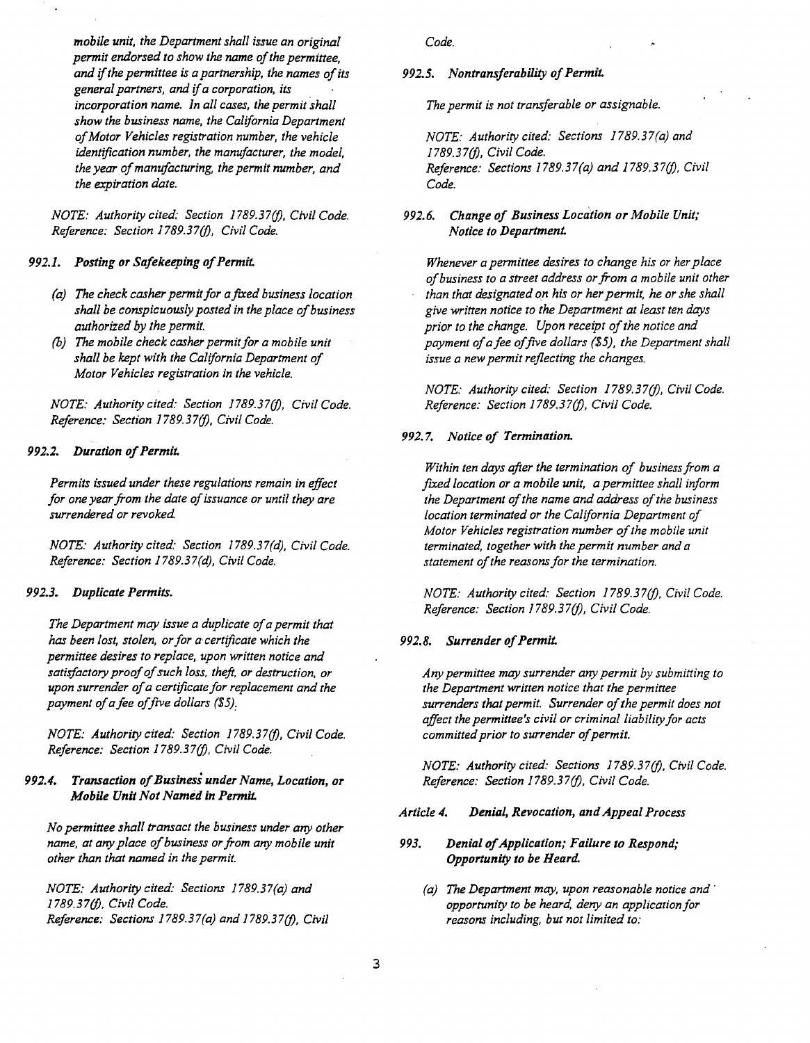*mobile unit, the Department shall issue an original permit endorsed to show the name of the permittee, and if the permittee is a partnership, the names of its general partners, and if a corporation, its incorporation name. In all cases, the permit shall show the business name, the California Department of Motor Vehicles registration number, the vehicle identification number, the manufacturer, the model, the year of manufacturing, the permit number, and the expiration date.*

*NOTE: Authority cited: Section 1789.37(f), Civil Code. Reference: Section 1789.37(f), Civil Code.*

### *992.1. Posting or Safekeeping of Permit.*

*(a) The check casher permit for a fixed business location shall be conspicuously posted in the place of business authorized by the permit.*

*(b) The mobile check casher permit for a mobile unit shall be kept with the California Department of Motor Vehicles registration in the vehicle.*

*NOTE: Authority cited: Section 1789.37(f), Civil Code. Reference: Section 1789.37(f), Civil Code.*

### *992.2. Duration of Permit.*

*Permits issued under these regulations remain in effect for one year from the date of issuance or until they are surrendered or revoked.*

*NOTE: Authority cited: Section 1789.37(d), Civil Code. Reference: Section 1789.37(d), Civil Code.*

### *992.3. Duplicate Permits.*

*The Department may issue a duplicate of a permit that has been lost, stolen, or for a certificate which the permittee desires to replace, upon written notice and satisfactory proof of such loss, theft, or destruction, or upon surrender of a certificate for replacement and the payment of a fee of five dollars ($5).*

*NOTE: Authority cited: Section 1789.37(f), Civil Code. Reference: Section 1789.37(f), Civil Code.*

### *992.4. Transaction of Business under Name, Location, or Mobile Unit Not Named in Permit.*

*No permittee shall transact the business under any other name, at any place of business or from any mobile unit other than that named in the permit.*

*NOTE: Authority cited: Sections 1789.37(a) and 1789.37(f), Civil Code. Reference: Sections 1789.37(a) and 1789.37(f), Civil Code.*

### *992.5. Nontransferability of Permit.*

*The permit is not transferable or assignable.*

*NOTE: Authority cited: Sections 1789.37(a) and 1789.37(f), Civil Code. Reference: Sections 1789.37(a) and 1789.37(f), Civil Code.*

### *992.6. Change of Business Location or Mobile Unit; Notice to Department.*

*Whenever a permittee desires to change his or her place of business to a street address or from a mobile unit other than that designated on his or her permit, he or she shall give written notice to the Department at least ten days prior to the change. Upon receipt of the notice and payment of a fee of five dollars ($5), the Department shall issue a new permit reflecting the changes.*

*NOTE: Authority cited: Section 1789.37(f), Civil Code. Reference: Section 1789.37(f), Civil Code.*

### *992.7. Notice of Termination.*

*Within ten days after the termination of business from a fixed location or a mobile unit, a permittee shall inform the Department of the name and address of the business location terminated or the California Department of Motor Vehicles registration number of the mobile unit terminated, together with the permit number and a statement of the reasons for the termination.*

*NOTE: Authority cited: Section 1789.37(f), Civil Code. Reference: Section 1789.37(f), Civil Code.*

### *992.8. Surrender of Permit.*

*Any permittee may surrender any permit by submitting to the Department written notice that the permittee surrenders that permit. Surrender of the permit does not affect the permittee's civil or criminal liability for acts committed prior to surrender of permit.*

*NOTE: Authority cited: Sections 1789.37(f), Civil Code. Reference: Section 1789.37(f), Civil Code.*

## *Article 4. Denial, Revocation, and Appeal Process*

### *993. Denial of Application; Failure to Respond; Opportunity to be Heard.*

*(a) The Department may, upon reasonable notice and opportunity to be heard, deny an application for reasons including, but not limited to:*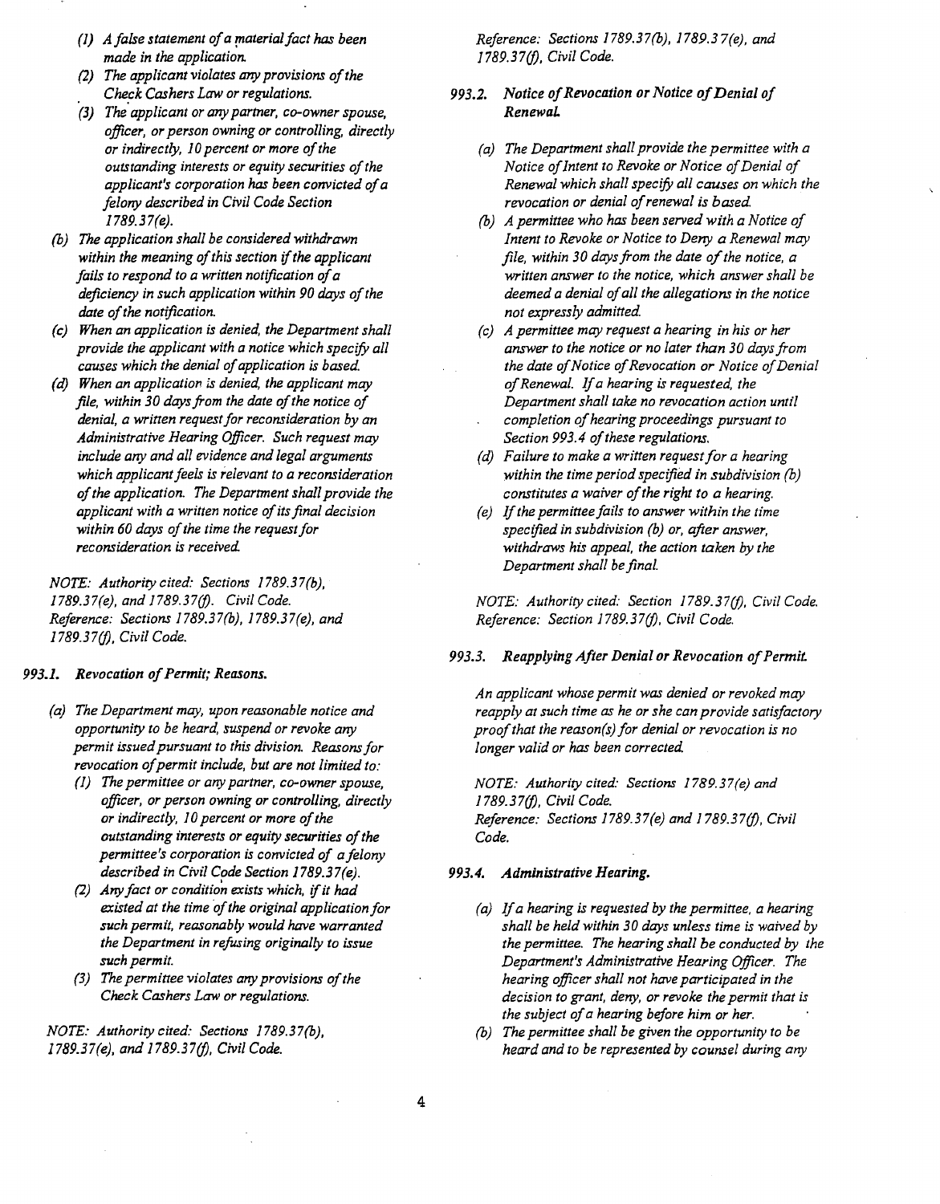*(1) A false statement of a material fact has been made in the application.*

*(2) The applicant violates any provisions of the Check Cashers Law or regulations.*

*(3) The applicant or any partner, co-owner spouse, officer, or person owning or controlling, directly or indirectly, 10 percent or more of the outstanding interests or equity securities of the applicant's corporation has been convicted of a felony described in Civil Code Section 1789.37(e).*

*(b) The application shall be considered withdrawn within the meaning of this section if the applicant fails to respond to a written notification of a deficiency in such application within 90 days of the date of the notification.*

*(c) When an application is denied, the Department shall provide the applicant with a notice which specify all causes which the denial of application is based.*

*(d) When an application is denied, the applicant may file, within 30 days from the date of the notice of denial, a written request for reconsideration by an Administrative Hearing Officer. Such request may include any and all evidence and legal arguments which applicant feels is relevant to a reconsideration of the application. The Department shall provide the applicant with a written notice of its final decision within 60 days of the time the request for reconsideration is received.*

*NOTE: Authority cited: Sections 1789.37(b), 1789.37(e), and 1789.37(f). Civil Code. Reference: Sections 1789.37(b), 1789.37(e), and 1789.37(f), Civil Code.*

### *993.1. Revocation of Permit; Reasons.*

*(a) The Department may, upon reasonable notice and opportunity to be heard, suspend or revoke any permit issued pursuant to this division. Reasons for revocation of permit include, but are not limited to:*

*(1) The permittee or any partner, co-owner spouse, officer, or person owning or controlling, directly or indirectly, 10 percent or more of the outstanding interests or equity securities of the permittee's corporation is convicted of a felony described in Civil Code Section 1789.37(e).*

*(2) Any fact or condition exists which, if it had existed at the time of the original application for such permit, reasonably would have warranted the Department in refusing originally to issue such permit.*

*(3) The permittee violates any provisions of the Check Cashers Law or regulations.*

*NOTE: Authority cited: Sections 1789.37(b), 1789.37(e), and 1789.37(f), Civil Code. Reference: Sections 1789.37(b), 1789.37(e), and 1789.37(f), Civil Code.*

### *993.2. Notice of Revocation or Notice of Denial of Renewal.*

*(a) The Department shall provide the permittee with a Notice of Intent to Revoke or Notice of Denial of Renewal which shall specify all causes on which the revocation or denial of renewal is based.*

*(b) A permittee who has been served with a Notice of Intent to Revoke or Notice to Deny a Renewal may file, within 30 days from the date of the notice, a written answer to the notice, which answer shall be deemed a denial of all the allegations in the notice not expressly admitted.*

*(c) A permittee may request a hearing in his or her answer to the notice or no later than 30 days from the date of Notice of Revocation or Notice of Denial of Renewal. If a hearing is requested, the Department shall take no revocation action until completion of hearing proceedings pursuant to Section 993.4 of these regulations.*

*(d) Failure to make a written request for a hearing within the time period specified in subdivision (b) constitutes a waiver of the right to a hearing.*

*(e) If the permittee fails to answer within the time specified in subdivision (b) or, after answer, withdraws his appeal, the action taken by the Department shall be final.*

*NOTE: Authority cited: Section 1789.37(f), Civil Code. Reference: Section 1789.37(f), Civil Code.*

### *993.3. Reapplying After Denial or Revocation of Permit.*

*An applicant whose permit was denied or revoked may reapply at such time as he or she can provide satisfactory proof that the reason(s) for denial or revocation is no longer valid or has been corrected.*

*NOTE: Authority cited: Sections 1789.37(e) and 1789.37(f), Civil Code. Reference: Sections 1789.37(e) and 1789.37(f), Civil Code.*

### *993.4. Administrative Hearing.*

*(a) If a hearing is requested by the permittee, a hearing shall be held within 30 days unless time is waived by the permittee. The hearing shall be conducted by the Department's Administrative Hearing Officer. The hearing officer shall not have participated in the decision to grant, deny, or revoke the permit that is the subject of a hearing before him or her.*

*(b) The permittee shall be given the opportunity to be heard and to be represented by counsel during any*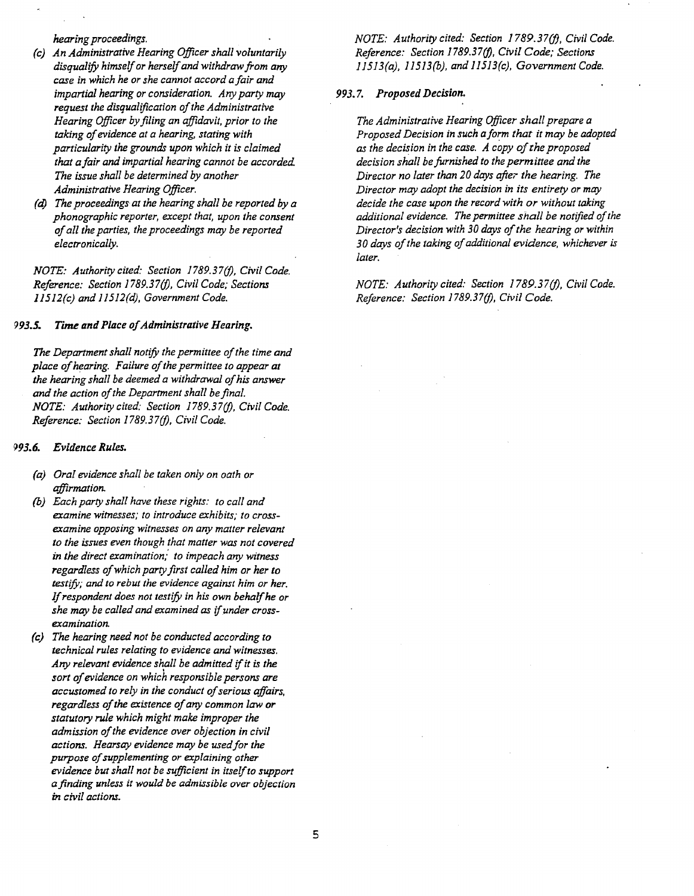*hearing proceedings.*

*(c) An Administrative Hearing Officer shall voluntarily disqualify himself or herself and withdraw from any case in which he or she cannot accord a fair and impartial hearing or consideration. Any party may request the disqualification of the Administrative Hearing Officer by filing an affidavit, prior to the taking of evidence at a hearing, stating with particularity the grounds upon which it is claimed that a fair and impartial hearing cannot be accorded. The issue shall be determined by another Administrative Hearing Officer.*

*(d) The proceedings at the hearing shall be reported by a phonographic reporter, except that, upon the consent of all the parties, the proceedings may be reported electronically.*

*NOTE: Authority cited: Section 1789.37(f), Civil Code. Reference: Section 1789.37(f), Civil Code; Sections 11512(c) and 11512(d), Government Code.*

### *993.5. Time and Place of Administrative Hearing.*

*The Department shall notify the permittee of the time and place of hearing. Failure of the permittee to appear at the hearing shall be deemed a withdrawal of his answer and the action of the Department shall be final.*
*NOTE: Authority cited: Section 1789.37(f), Civil Code. Reference: Section 1789.37(f), Civil Code.*

### *993.6. Evidence Rules.*

*(a) Oral evidence shall be taken only on oath or affirmation.*

*(b) Each party shall have these rights: to call and examine witnesses; to introduce exhibits; to cross-examine opposing witnesses on any matter relevant to the issues even though that matter was not covered in the direct examination; to impeach any witness regardless of which party first called him or her to testify; and to rebut the evidence against him or her. If respondent does not testify in his own behalf he or she may be called and examined as if under cross-examination.*

*(c) The hearing need not be conducted according to technical rules relating to evidence and witnesses. Any relevant evidence shall be admitted if it is the sort of evidence on which responsible persons are accustomed to rely in the conduct of serious affairs, regardless of the existence of any common law or statutory rule which might make improper the admission of the evidence over objection in civil actions. Hearsay evidence may be used for the purpose of supplementing or explaining other evidence but shall not be sufficient in itself to support a finding unless it would be admissible over objection in civil actions.*

*NOTE: Authority cited: Section 1789.37(f), Civil Code. Reference: Section 1789.37(f), Civil Code; Sections 11513(a), 11513(b), and 11513(c), Government Code.*

### *993.7. Proposed Decision.*

*The Administrative Hearing Officer shall prepare a Proposed Decision in such a form that it may be adopted as the decision in the case. A copy of the proposed decision shall be furnished to the permittee and the Director no later than 20 days after the hearing. The Director may adopt the decision in its entirety or may decide the case upon the record with or without taking additional evidence. The permittee shall be notified of the Director's decision with 30 days of the hearing or within 30 days of the taking of additional evidence, whichever is later.*

*NOTE: Authority cited: Section 1789.37(f), Civil Code. Reference: Section 1789.37(f), Civil Code.*